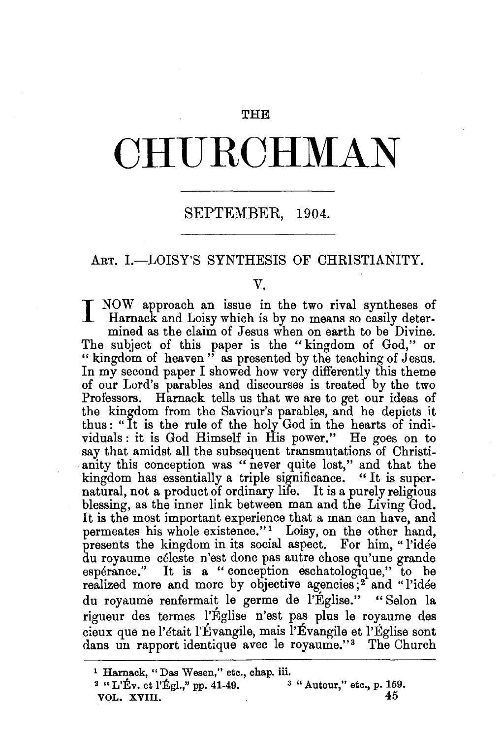THE

# CHURCHMAN

SEPTEMBER, 1904.

## ART. I.—LOISY'S SYNTHESIS OF CHRISTIANITY.

### V.

I NOW approach an issue in the two rival syntheses of Harnack and Loisy which is by no means so easily determined as the claim of Jesus when on earth to be Divine. The subject of this paper is the "kingdom of God," or "kingdom of heaven" as presented by the teaching of Jesus. In my second paper I showed how very differently this theme of our Lord's parables and discourses is treated by the two Professors. Harnack tells us that we are to get our ideas of the kingdom from the Saviour's parables, and he depicts it thus: "It is the rule of the holy God in the hearts of individuals: it is God Himself in His power." He goes on to say that amidst all the subsequent transmutations of Christianity this conception was "never quite lost," and that the kingdom has essentially a triple significance. "It is supernatural, not a product of ordinary life. It is a purely religious blessing, as the inner link between man and the Living God. It is the most important experience that a man can have, and permeates his whole existence."[1] Loisy, on the other hand, presents the kingdom in its social aspect. For him, "l'idée du royaume céleste n'est donc pas autre chose qu'une grande espérance." It is a "conception eschatologique," to be realized more and more by objective agencies;[2] and "l'idée du royaume renfermait le germe de l'Église." "Selon la rigueur des termes l'Église n'est pas plus le royaume des cieux que ne l'était l'Évangile, mais l'Évangile et l'Église sont dans un rapport identique avec le royaume."[3] The Church

[1] Harnack, "Das Wesen," etc., chap. iii.

[2] "L'Év. et l'Égl.," pp. 41-49.

[3] "Autour," etc., p. 159.

VOL. XVIII.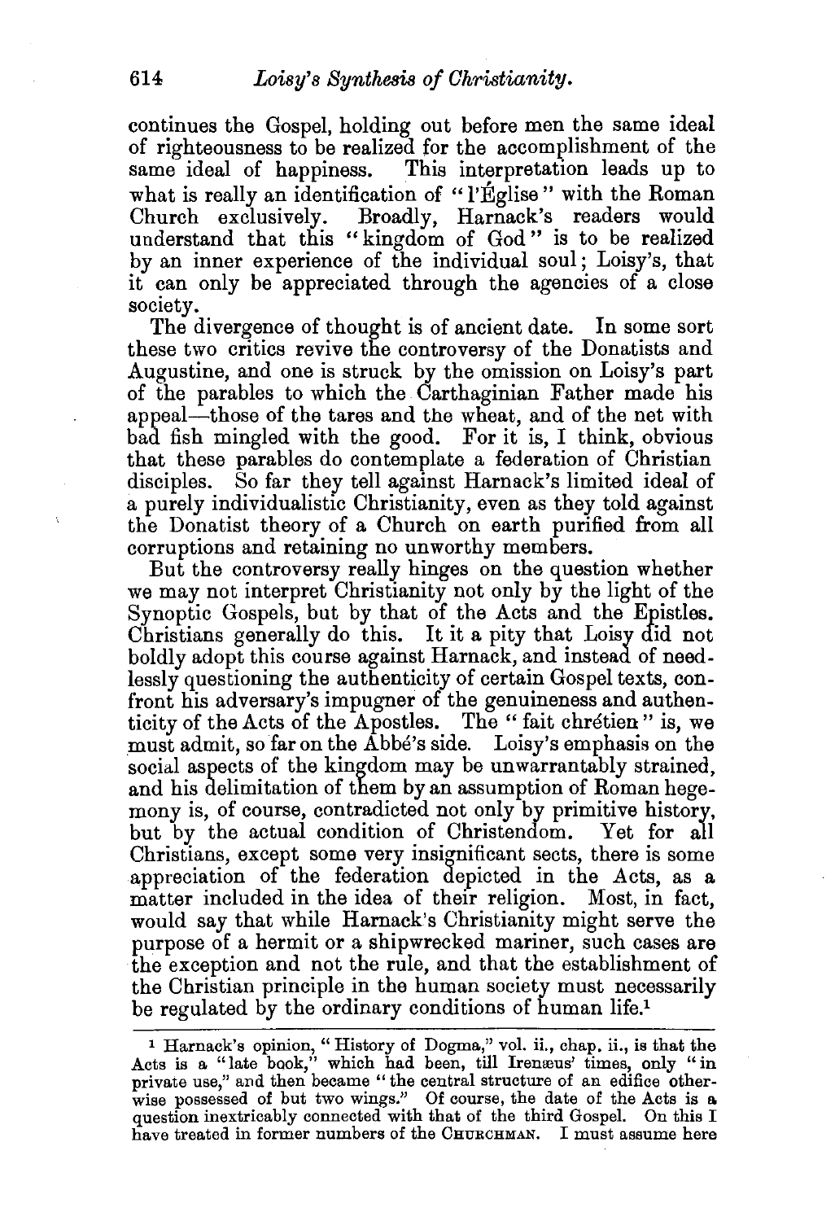continues the Gospel, holding out before men the same ideal of righteousness to be realized for the accomplishment of the same ideal of happiness. This interpretation leads up to what is really an identification of "l'Église" with the Roman Church exclusively. Broadly, Harnack's readers would understand that this "kingdom of God" is to be realized by an inner experience of the individual soul; Loisy's, that it can only be appreciated through the agencies of a close society.

The divergence of thought is of ancient date. In some sort these two critics revive the controversy of the Donatists and Augustine, and one is struck by the omission on Loisy's part of the parables to which the Carthaginian Father made his appeal—those of the tares and the wheat, and of the net with bad fish mingled with the good. For it is, I think, obvious that these parables do contemplate a federation of Christian disciples. So far they tell against Harnack's limited ideal of a purely individualistic Christianity, even as they told against the Donatist theory of a Church on earth purified from all corruptions and retaining no unworthy members.

But the controversy really hinges on the question whether we may not interpret Christianity not only by the light of the Synoptic Gospels, but by that of the Acts and the Epistles. Christians generally do this. It it a pity that Loisy did not boldly adopt this course against Harnack, and instead of needlessly questioning the authenticity of certain Gospel texts, confront his adversary's impugner of the genuineness and authenticity of the Acts of the Apostles. The "fait chrétien" is, we must admit, so far on the Abbé's side. Loisy's emphasis on the social aspects of the kingdom may be unwarrantably strained, and his delimitation of them by an assumption of Roman hegemony is, of course, contradicted not only by primitive history, but by the actual condition of Christendom. Yet for all Christians, except some very insignificant sects, there is some appreciation of the federation depicted in the Acts, as a matter included in the idea of their religion. Most, in fact, would say that while Harnack's Christianity might serve the purpose of a hermit or a shipwrecked mariner, such cases are the exception and not the rule, and that the establishment of the Christian principle in the human society must necessarily be regulated by the ordinary conditions of human life.[1]

---

[1] Harnack's opinion, "History of Dogma," vol. ii., chap. ii., is that the Acts is a "late book," which had been, till Irenæus' times, only "in private use," and then became "the central structure of an edifice otherwise possessed of but two wings." Of course, the date of the Acts is a question inextricably connected with that of the third Gospel. On this I have treated in former numbers of the CHURCHMAN. I must assume here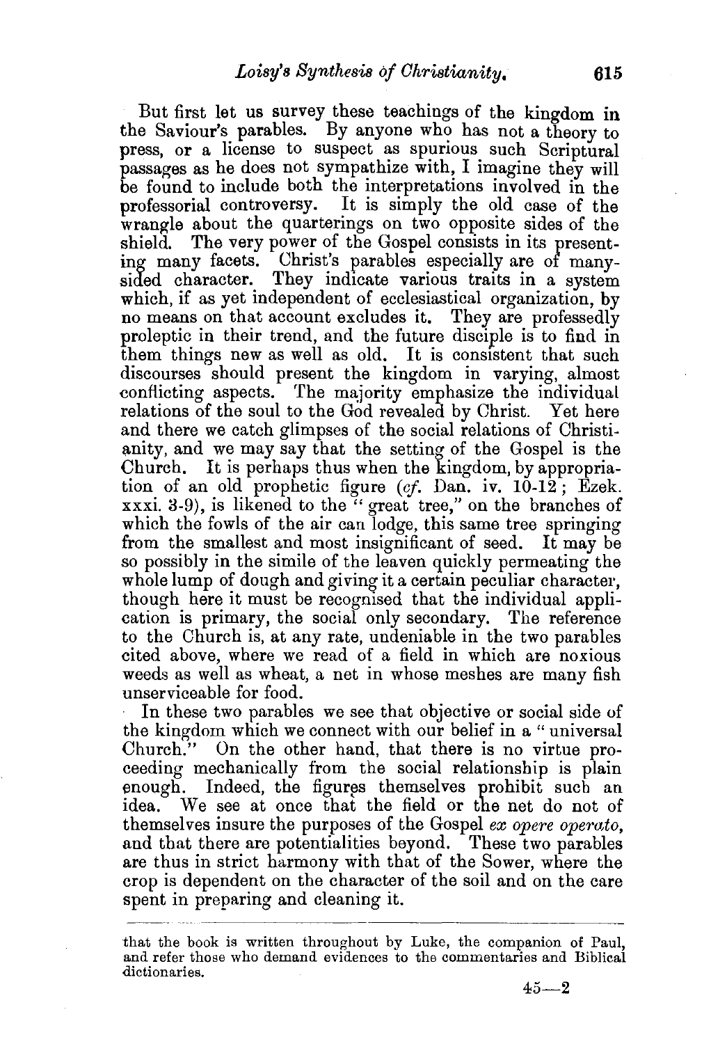But first let us survey these teachings of the kingdom in the Saviour's parables. By anyone who has not a theory to press, or a license to suspect as spurious such Scriptural passages as he does not sympathize with, I imagine they will be found to include both the interpretations involved in the professorial controversy. It is simply the old case of the wrangle about the quarterings on two opposite sides of the shield. The very power of the Gospel consists in its presenting many facets. Christ's parables especially are of many-sided character. They indicate various traits in a system which, if as yet independent of ecclesiastical organization, by no means on that account excludes it. They are professedly proleptic in their trend, and the future disciple is to find in them things new as well as old. It is consistent that such discourses should present the kingdom in varying, almost conflicting aspects. The majority emphasize the individual relations of the soul to the God revealed by Christ. Yet here and there we catch glimpses of the social relations of Christianity, and we may say that the setting of the Gospel is the Church. It is perhaps thus when the kingdom, by appropriation of an old prophetic figure (*cf.* Dan. iv. 10-12; Ezek. xxxi. 3-9), is likened to the "great tree," on the branches of which the fowls of the air can lodge, this same tree springing from the smallest and most insignificant of seed. It may be so possibly in the simile of the leaven quickly permeating the whole lump of dough and giving it a certain peculiar character, though here it must be recognised that the individual application is primary, the social only secondary. The reference to the Church is, at any rate, undeniable in the two parables cited above, where we read of a field in which are noxious weeds as well as wheat, a net in whose meshes are many fish unserviceable for food.

In these two parables we see that objective or social side of the kingdom which we connect with our belief in a "universal Church." On the other hand, that there is no virtue proceeding mechanically from the social relationship is plain enough. Indeed, the figures themselves prohibit such an idea. We see at once that the field or the net do not of themselves insure the purposes of the Gospel *ex opere operato*, and that there are potentialities beyond. These two parables are thus in strict harmony with that of the Sower, where the crop is dependent on the character of the soil and on the care spent in preparing and cleaning it.

---

that the book is written throughout by Luke, the companion of Paul, and refer those who demand evidences to the commentaries and Biblical dictionaries.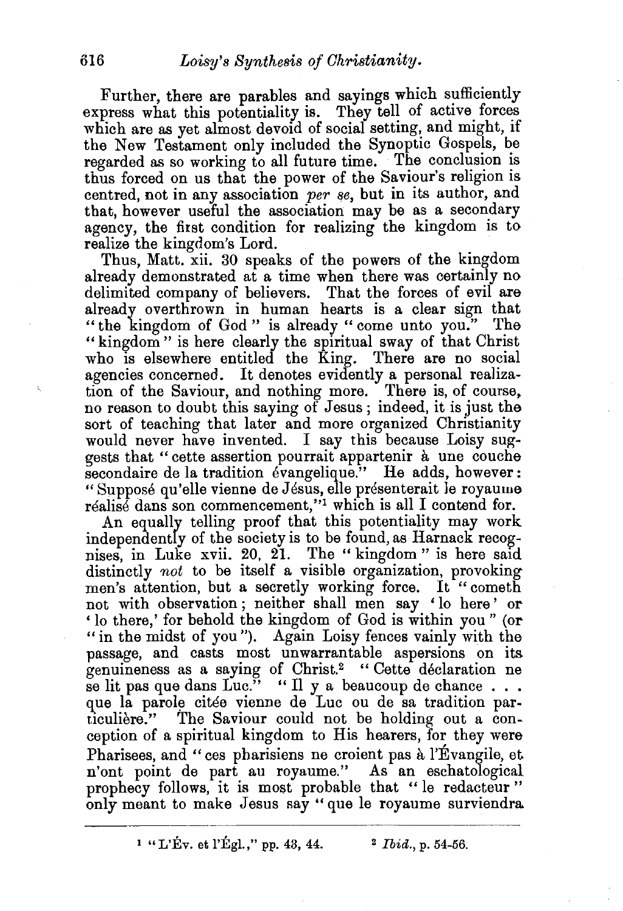Further, there are parables and sayings which sufficiently express what this potentiality is. They tell of active forces which are as yet almost devoid of social setting, and might, if the New Testament only included the Synoptic Gospels, be regarded as so working to all future time. The conclusion is thus forced on us that the power of the Saviour's religion is centred, not in any association *per se*, but in its author, and that, however useful the association may be as a secondary agency, the first condition for realizing the kingdom is to realize the kingdom's Lord.

Thus, Matt. xii. 30 speaks of the powers of the kingdom already demonstrated at a time when there was certainly no delimited company of believers. That the forces of evil are already overthrown in human hearts is a clear sign that "the kingdom of God" is already "come unto you." The "kingdom" is here clearly the spiritual sway of that Christ who is elsewhere entitled the King. There are no social agencies concerned. It denotes evidently a personal realization of the Saviour, and nothing more. There is, of course, no reason to doubt this saying of Jesus; indeed, it is just the sort of teaching that later and more organized Christianity would never have invented. I say this because Loisy suggests that "cette assertion pourrait appartenir à une couche secondaire de la tradition évangelique." He adds, however: "Supposé qu'elle vienne de Jésus, elle présenterait le royaume réalisé dans son commencement,"[1] which is all I contend for.

An equally telling proof that this potentiality may work independently of the society is to be found, as Harnack recognises, in Luke xvii. 20, 21. The "kingdom" is here said distinctly *not* to be itself a visible organization, provoking men's attention, but a secretly working force. It "cometh not with observation; neither shall men say 'lo here' or 'lo there,' for behold the kingdom of God is within you" (or "in the midst of you"). Again Loisy fences vainly with the passage, and casts most unwarrantable aspersions on its genuineness as a saying of Christ.[2] "Cette déclaration ne se lit pas que dans Luc." "Il y a beaucoup de chance . . . que la parole citée vienne de Luc ou de sa tradition particulière." The Saviour could not be holding out a conception of a spiritual kingdom to His hearers, for they were Pharisees, and "ces pharisiens ne croient pas à l'Évangile, et n'ont point de part au royaume." As an eschatological prophecy follows, it is most probable that "le redacteur" only meant to make Jesus say "que le royaume surviendra

---

[1] "L'Év. et l'Égl.," pp. 43, 44.

[2] *Ibid.*, p. 54-56.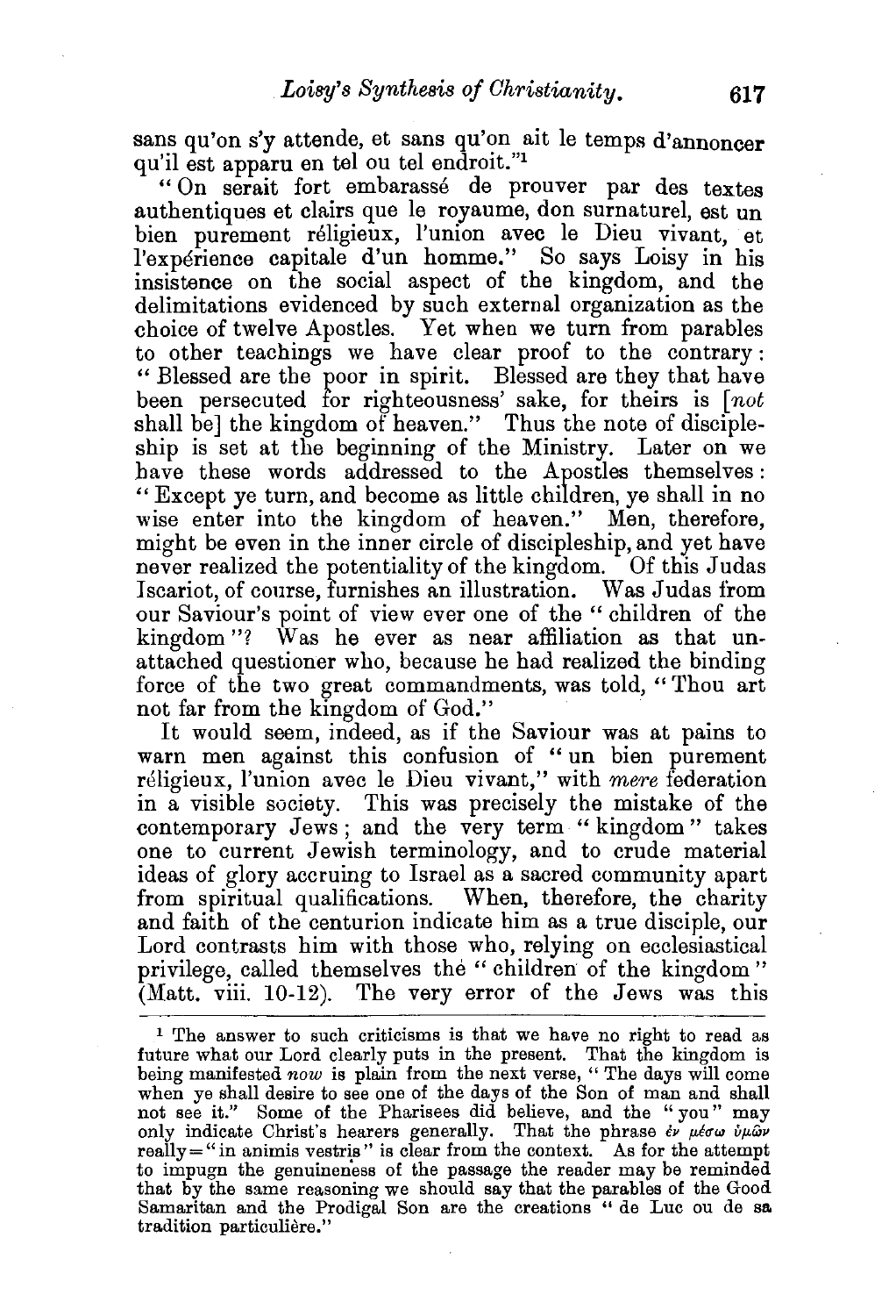sans qu'on s'y attende, et sans qu'on ait le temps d'annoncer qu'il est apparu en tel ou tel endroit."[1]

"On serait fort embarassé de prouver par des textes authentiques et clairs que le royaume, don surnaturel, est un bien purement réligieux, l'union avec le Dieu vivant, et l'expérience capitale d'un homme." So says Loisy in his insistence on the social aspect of the kingdom, and the delimitations evidenced by such external organization as the choice of twelve Apostles. Yet when we turn from parables to other teachings we have clear proof to the contrary: "Blessed are the poor in spirit. Blessed are they that have been persecuted for righteousness' sake, for theirs is [*not* shall be] the kingdom of heaven." Thus the note of discipleship is set at the beginning of the Ministry. Later on we have these words addressed to the Apostles themselves: "Except ye turn, and become as little children, ye shall in no wise enter into the kingdom of heaven." Men, therefore, might be even in the inner circle of discipleship, and yet have never realized the potentiality of the kingdom. Of this Judas Iscariot, of course, furnishes an illustration. Was Judas from our Saviour's point of view ever one of the "children of the kingdom"? Was he ever as near affiliation as that unattached questioner who, because he had realized the binding force of the two great commandments, was told, "Thou art not far from the kingdom of God."

It would seem, indeed, as if the Saviour was at pains to warn men against this confusion of "un bien purement réligieux, l'union avec le Dieu vivant," with *mere* federation in a visible society. This was precisely the mistake of the contemporary Jews; and the very term "kingdom" takes one to current Jewish terminology, and to crude material ideas of glory accruing to Israel as a sacred community apart from spiritual qualifications. When, therefore, the charity and faith of the centurion indicate him as a true disciple, our Lord contrasts him with those who, relying on ecclesiastical privilege, called themselves the "children of the kingdom" (Matt. viii. 10-12). The very error of the Jews was this

---

[1] The answer to such criticisms is that we have no right to read as future what our Lord clearly puts in the present. That the kingdom is being manifested *now* is plain from the next verse, "The days will come when ye shall desire to see one of the days of the Son of man and shall not see it." Some of the Pharisees did believe, and the "you" may only indicate Christ's hearers generally. That the phrase ἐν μέσῳ ὑμῶν really = "in animis vestris" is clear from the context. As for the attempt to impugn the genuineness of the passage the reader may be reminded that by the same reasoning we should say that the parables of the Good Samaritan and the Prodigal Son are the creations "de Luc ou de sa tradition particulière."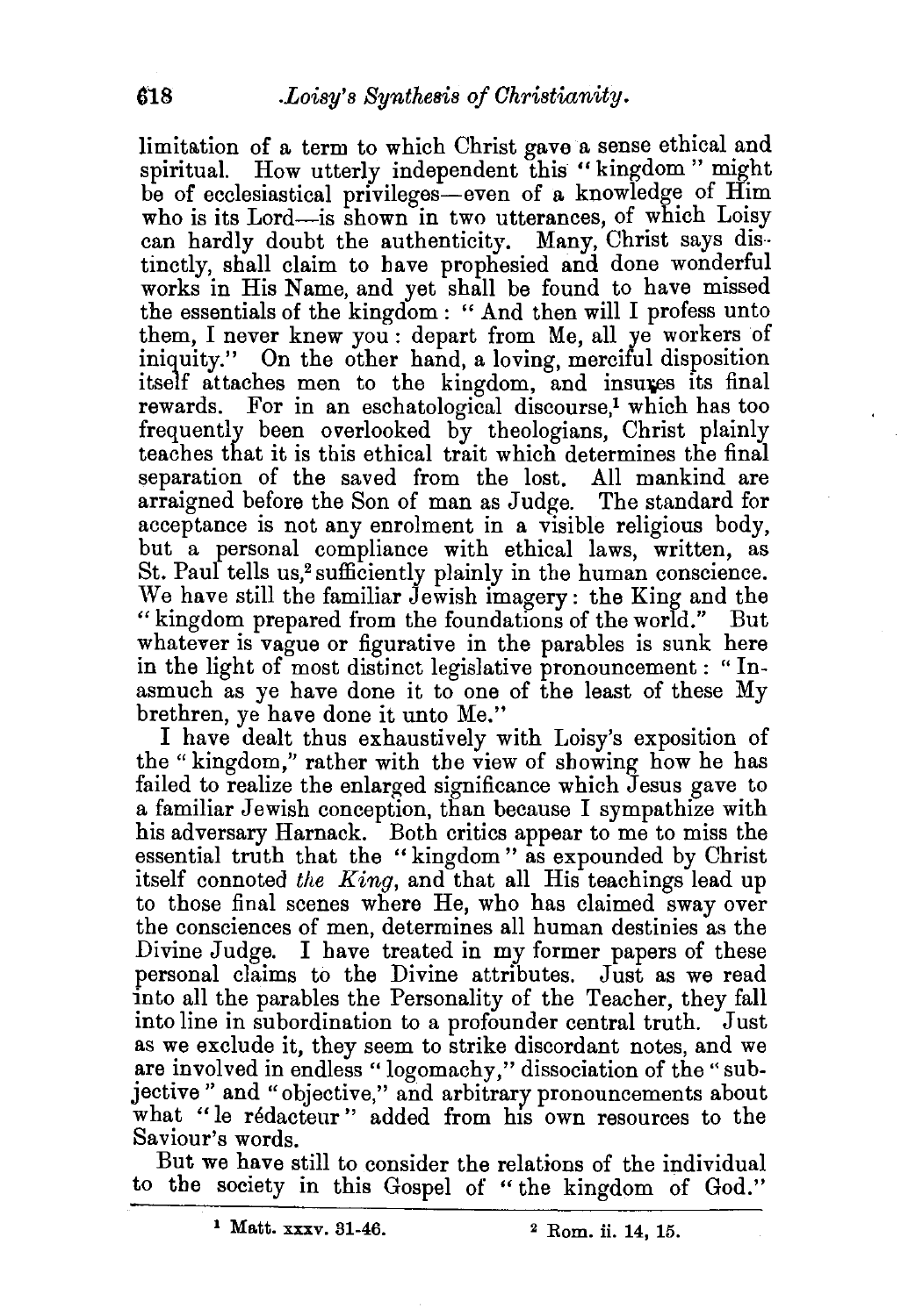limitation of a term to which Christ gave a sense ethical and spiritual. How utterly independent this "kingdom" might be of ecclesiastical privileges—even of a knowledge of Him who is its Lord—is shown in two utterances, of which Loisy can hardly doubt the authenticity. Many, Christ says distinctly, shall claim to have prophesied and done wonderful works in His Name, and yet shall be found to have missed the essentials of the kingdom: "And then will I profess unto them, I never knew you: depart from Me, all ye workers of iniquity." On the other hand, a loving, merciful disposition itself attaches men to the kingdom, and insures its final rewards. For in an eschatological discourse,[1] which has too frequently been overlooked by theologians, Christ plainly teaches that it is this ethical trait which determines the final separation of the saved from the lost. All mankind are arraigned before the Son of man as Judge. The standard for acceptance is not any enrolment in a visible religious body, but a personal compliance with ethical laws, written, as St. Paul tells us,[2] sufficiently plainly in the human conscience. We have still the familiar Jewish imagery: the King and the "kingdom prepared from the foundations of the world." But whatever is vague or figurative in the parables is sunk here in the light of most distinct legislative pronouncement: "Inasmuch as ye have done it to one of the least of these My brethren, ye have done it unto Me."

I have dealt thus exhaustively with Loisy's exposition of the "kingdom," rather with the view of showing how he has failed to realize the enlarged significance which Jesus gave to a familiar Jewish conception, than because I sympathize with his adversary Harnack. Both critics appear to me to miss the essential truth that the "kingdom" as expounded by Christ itself connoted *the King*, and that all His teachings lead up to those final scenes where He, who has claimed sway over the consciences of men, determines all human destinies as the Divine Judge. I have treated in my former papers of these personal claims to the Divine attributes. Just as we read into all the parables the Personality of the Teacher, they fall into line in subordination to a profounder central truth. Just as we exclude it, they seem to strike discordant notes, and we are involved in endless "logomachy," dissociation of the "subjective" and "objective," and arbitrary pronouncements about what "le rédacteur" added from his own resources to the Saviour's words.

But we have still to consider the relations of the individual to the society in this Gospel of "the kingdom of God."

---

[1] Matt. xxxv. 31-46.

[2] Rom. ii. 14, 15.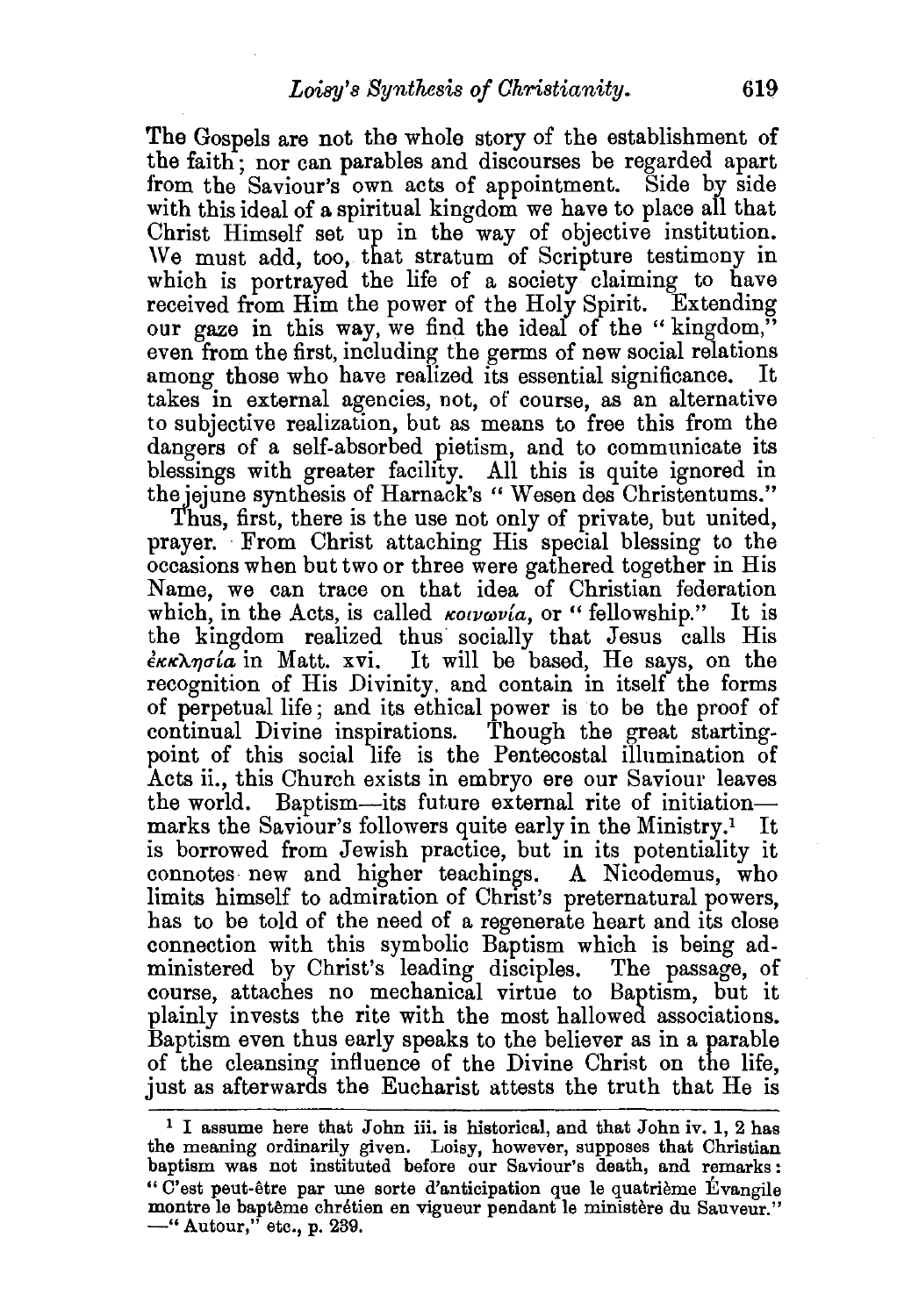The Gospels are not the whole story of the establishment of the faith; nor can parables and discourses be regarded apart from the Saviour's own acts of appointment. Side by side with this ideal of a spiritual kingdom we have to place all that Christ Himself set up in the way of objective institution. We must add, too, that stratum of Scripture testimony in which is portrayed the life of a society claiming to have received from Him the power of the Holy Spirit. Extending our gaze in this way, we find the ideal of the "kingdom," even from the first, including the germs of new social relations among those who have realized its essential significance. It takes in external agencies, not, of course, as an alternative to subjective realization, but as means to free this from the dangers of a self-absorbed pietism, and to communicate its blessings with greater facility. All this is quite ignored in the jejune synthesis of Harnack's "Wesen des Christentums."

Thus, first, there is the use not only of private, but united, prayer. From Christ attaching His special blessing to the occasions when but two or three were gathered together in His Name, we can trace on that idea of Christian federation which, in the Acts, is called κοινωνία, or "fellowship." It is the kingdom realized thus socially that Jesus calls His ἐκκλησία in Matt. xvi. It will be based, He says, on the recognition of His Divinity, and contain in itself the forms of perpetual life; and its ethical power is to be the proof of continual Divine inspirations. Though the great starting-point of this social life is the Pentecostal illumination of Acts ii., this Church exists in embryo ere our Saviour leaves the world. Baptism—its future external rite of initiation—marks the Saviour's followers quite early in the Ministry.[1] It is borrowed from Jewish practice, but in its potentiality it connotes new and higher teachings. A Nicodemus, who limits himself to admiration of Christ's preternatural powers, has to be told of the need of a regenerate heart and its close connection with this symbolic Baptism which is being administered by Christ's leading disciples. The passage, of course, attaches no mechanical virtue to Baptism, but it plainly invests the rite with the most hallowed associations. Baptism even thus early speaks to the believer as in a parable of the cleansing influence of the Divine Christ on the life, just as afterwards the Eucharist attests the truth that He is

[1] I assume here that John iii. is historical, and that John iv. 1, 2 has the meaning ordinarily given. Loisy, however, supposes that Christian baptism was not instituted before our Saviour's death, and remarks: "C'est peut-être par une sorte d'anticipation que le quatrième Évangile montre le baptême chrétien en vigueur pendant le ministère du Sauveur." —"Autour," etc., p. 239.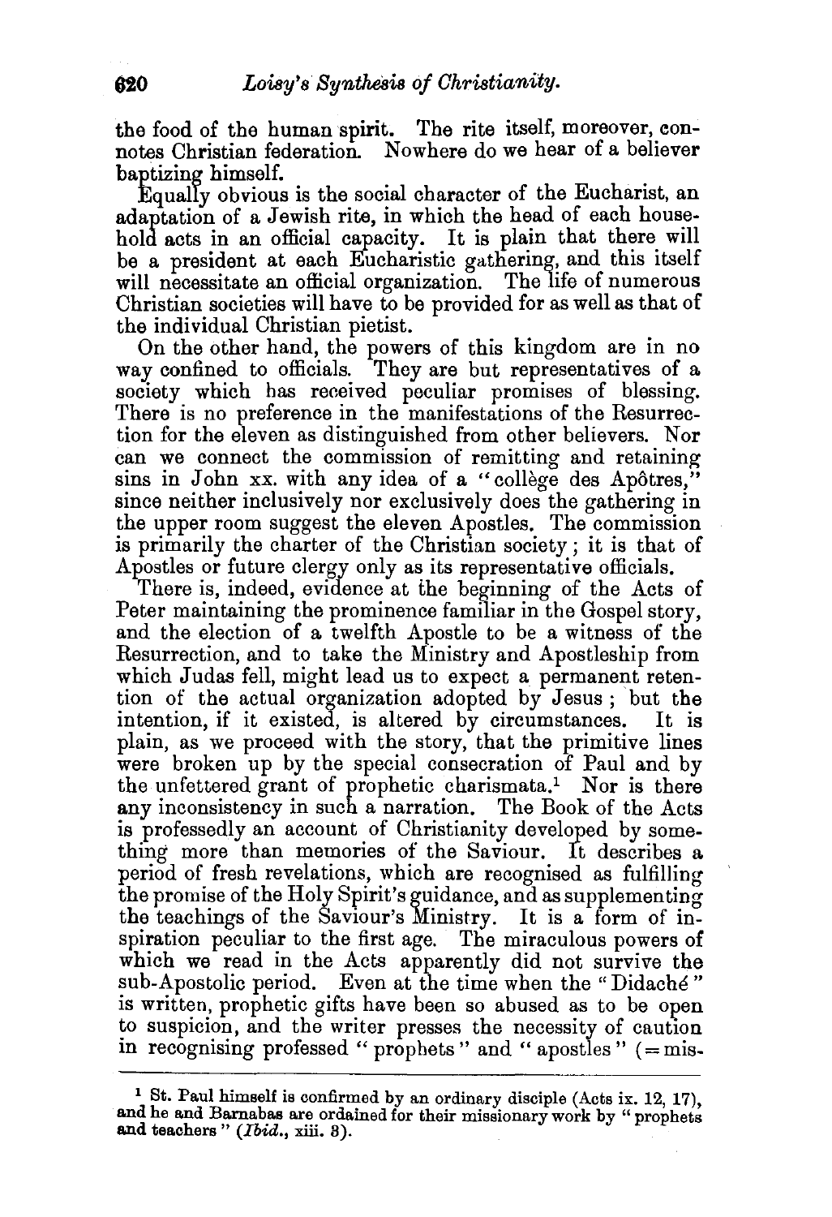the food of the human spirit. The rite itself, moreover, connotes Christian federation. Nowhere do we hear of a believer baptizing himself.

Equally obvious is the social character of the Eucharist, an adaptation of a Jewish rite, in which the head of each household acts in an official capacity. It is plain that there will be a president at each Eucharistic gathering, and this itself will necessitate an official organization. The life of numerous Christian societies will have to be provided for as well as that of the individual Christian pietist.

On the other hand, the powers of this kingdom are in no way confined to officials. They are but representatives of a society which has received peculiar promises of blessing. There is no preference in the manifestations of the Resurrection for the eleven as distinguished from other believers. Nor can we connect the commission of remitting and retaining sins in John xx. with any idea of a "collège des Apôtres," since neither inclusively nor exclusively does the gathering in the upper room suggest the eleven Apostles. The commission is primarily the charter of the Christian society; it is that of Apostles or future clergy only as its representative officials.

There is, indeed, evidence at the beginning of the Acts of Peter maintaining the prominence familiar in the Gospel story, and the election of a twelfth Apostle to be a witness of the Resurrection, and to take the Ministry and Apostleship from which Judas fell, might lead us to expect a permanent retention of the actual organization adopted by Jesus; but the intention, if it existed, is altered by circumstances. It is plain, as we proceed with the story, that the primitive lines were broken up by the special consecration of Paul and by the unfettered grant of prophetic charismata.[1] Nor is there any inconsistency in such a narration. The Book of the Acts is professedly an account of Christianity developed by something more than memories of the Saviour. It describes a period of fresh revelations, which are recognised as fulfilling the promise of the Holy Spirit's guidance, and as supplementing the teachings of the Saviour's Ministry. It is a form of inspiration peculiar to the first age. The miraculous powers of which we read in the Acts apparently did not survive the sub-Apostolic period. Even at the time when the "Didaché" is written, prophetic gifts have been so abused as to be open to suspicion, and the writer presses the necessity of caution in recognising professed "prophets" and "apostles" (= mis-

---

[1] St. Paul himself is confirmed by an ordinary disciple (Acts ix. 12, 17), and he and Barnabas are ordained for their missionary work by "prophets and teachers" (*Ibid.*, xiii. 3).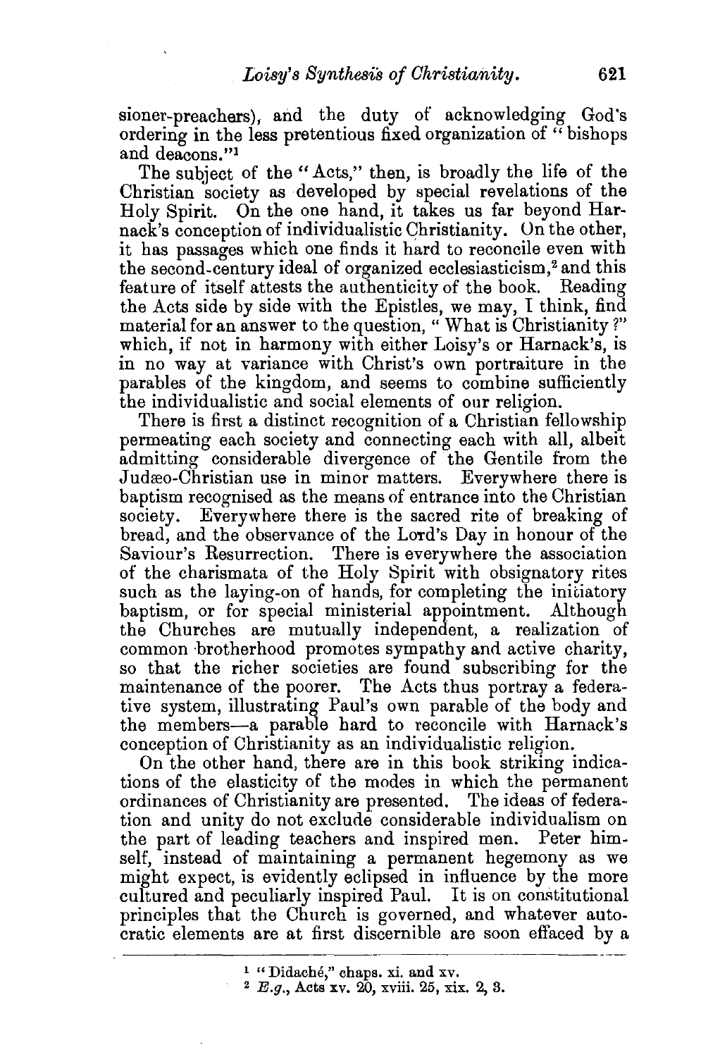sioner-preachers), and the duty of acknowledging God's ordering in the less pretentious fixed organization of "bishops and deacons."[1]

The subject of the "Acts," then, is broadly the life of the Christian society as developed by special revelations of the Holy Spirit. On the one hand, it takes us far beyond Harnack's conception of individualistic Christianity. On the other, it has passages which one finds it hard to reconcile even with the second-century ideal of organized ecclesiasticism,[2] and this feature of itself attests the authenticity of the book. Reading the Acts side by side with the Epistles, we may, I think, find material for an answer to the question, "What is Christianity?" which, if not in harmony with either Loisy's or Harnack's, is in no way at variance with Christ's own portraiture in the parables of the kingdom, and seems to combine sufficiently the individualistic and social elements of our religion.

There is first a distinct recognition of a Christian fellowship permeating each society and connecting each with all, albeit admitting considerable divergence of the Gentile from the Judæo-Christian use in minor matters. Everywhere there is baptism recognised as the means of entrance into the Christian society. Everywhere there is the sacred rite of breaking of bread, and the observance of the Lord's Day in honour of the Saviour's Resurrection. There is everywhere the association of the charismata of the Holy Spirit with obsignatory rites such as the laying-on of hands, for completing the initiatory baptism, or for special ministerial appointment. Although the Churches are mutually independent, a realization of common brotherhood promotes sympathy and active charity, so that the richer societies are found subscribing for the maintenance of the poorer. The Acts thus portray a federative system, illustrating Paul's own parable of the body and the members—a parable hard to reconcile with Harnack's conception of Christianity as an individualistic religion.

On the other hand, there are in this book striking indications of the elasticity of the modes in which the permanent ordinances of Christianity are presented. The ideas of federation and unity do not exclude considerable individualism on the part of leading teachers and inspired men. Peter himself, instead of maintaining a permanent hegemony as we might expect, is evidently eclipsed in influence by the more cultured and peculiarly inspired Paul. It is on constitutional principles that the Church is governed, and whatever autocratic elements are at first discernible are soon effaced by a

---

[1] "Didaché," chaps. xi. and xv.

[2] *E.g.*, Acts xv. 20, xviii. 25, xix. 2, 3.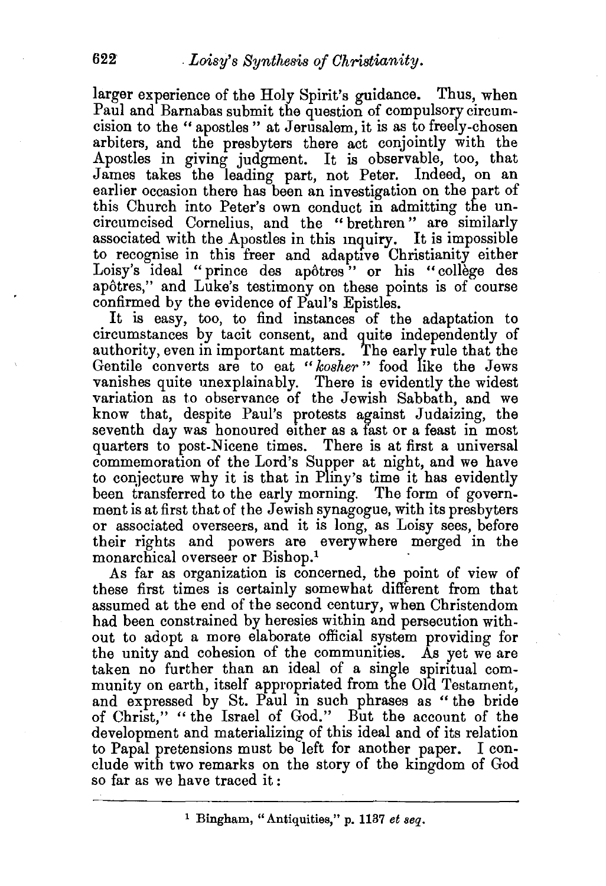larger experience of the Holy Spirit's guidance. Thus, when Paul and Barnabas submit the question of compulsory circumcision to the "apostles" at Jerusalem, it is as to freely-chosen arbiters, and the presbyters there act conjointly with the Apostles in giving judgment. It is observable, too, that James takes the leading part, not Peter. Indeed, on an earlier occasion there has been an investigation on the part of this Church into Peter's own conduct in admitting the uncircumcised Cornelius, and the "brethren" are similarly associated with the Apostles in this inquiry. It is impossible to recognise in this freer and adaptive Christianity either Loisy's ideal "prince des apôtres" or his "collège des apôtres," and Luke's testimony on these points is of course confirmed by the evidence of Paul's Epistles.

It is easy, too, to find instances of the adaptation to circumstances by tacit consent, and quite independently of authority, even in important matters. The early rule that the Gentile converts are to eat "*kosher*" food like the Jews vanishes quite unexplainably. There is evidently the widest variation as to observance of the Jewish Sabbath, and we know that, despite Paul's protests against Judaizing, the seventh day was honoured either as a fast or a feast in most quarters to post-Nicene times. There is at first a universal commemoration of the Lord's Supper at night, and we have to conjecture why it is that in Pliny's time it has evidently been transferred to the early morning. The form of government is at first that of the Jewish synagogue, with its presbyters or associated overseers, and it is long, as Loisy sees, before their rights and powers are everywhere merged in the monarchical overseer or Bishop.[1]

As far as organization is concerned, the point of view of these first times is certainly somewhat different from that assumed at the end of the second century, when Christendom had been constrained by heresies within and persecution without to adopt a more elaborate official system providing for the unity and cohesion of the communities. As yet we are taken no further than an ideal of a single spiritual community on earth, itself appropriated from the Old Testament, and expressed by St. Paul in such phrases as "the bride of Christ," "the Israel of God." But the account of the development and materializing of this ideal and of its relation to Papal pretensions must be left for another paper. I conclude with two remarks on the story of the kingdom of God so far as we have traced it:

---

[1] Bingham, "Antiquities," p. 1137 *et seq.*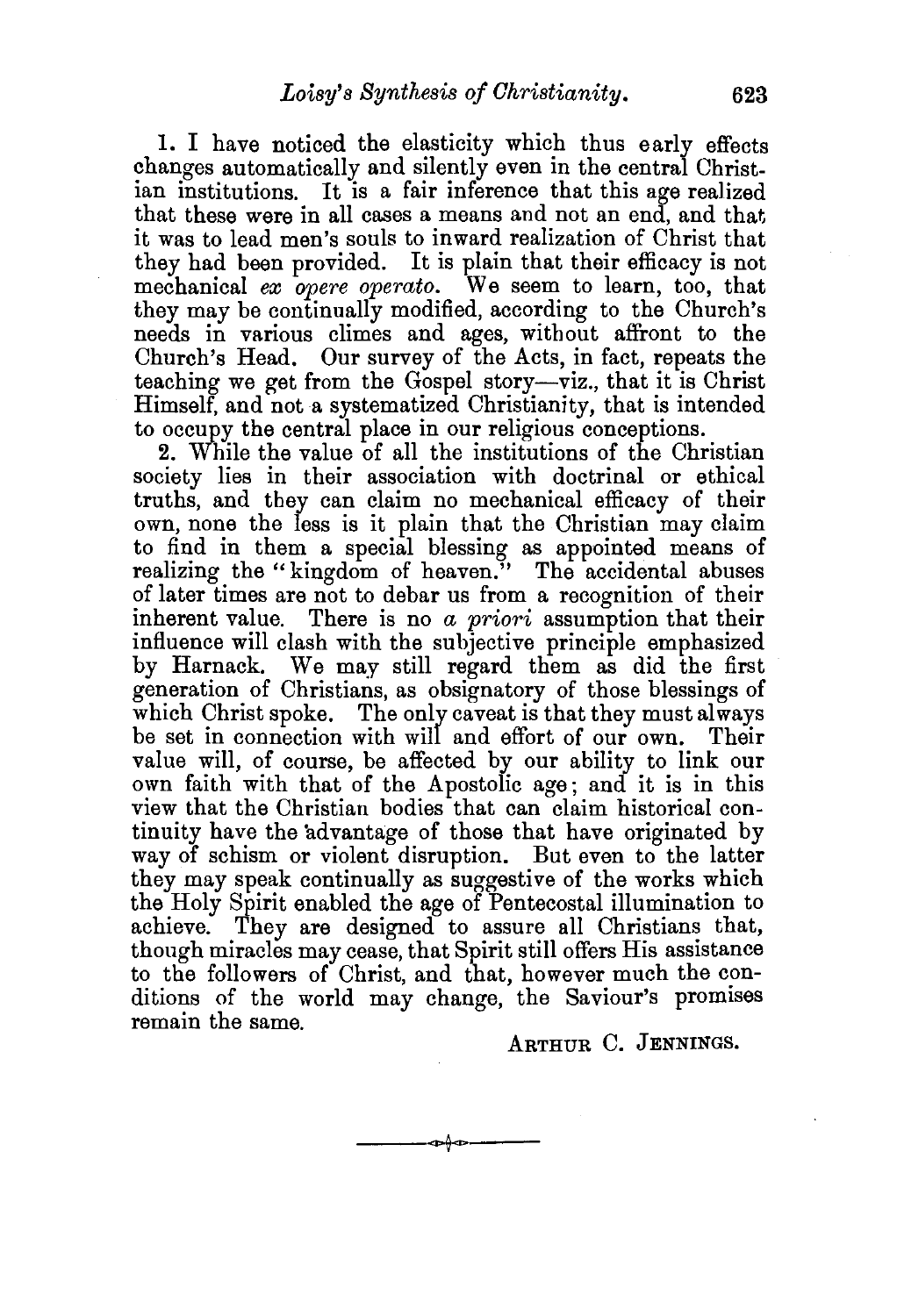1. I have noticed the elasticity which thus early effects changes automatically and silently even in the central Christian institutions. It is a fair inference that this age realized that these were in all cases a means and not an end, and that it was to lead men's souls to inward realization of Christ that they had been provided. It is plain that their efficacy is not mechanical *ex opere operato*. We seem to learn, too, that they may be continually modified, according to the Church's needs in various climes and ages, without affront to the Church's Head. Our survey of the Acts, in fact, repeats the teaching we get from the Gospel story—viz., that it is Christ Himself, and not a systematized Christianity, that is intended to occupy the central place in our religious conceptions.

2. While the value of all the institutions of the Christian society lies in their association with doctrinal or ethical truths, and they can claim no mechanical efficacy of their own, none the less is it plain that the Christian may claim to find in them a special blessing as appointed means of realizing the "kingdom of heaven." The accidental abuses of later times are not to debar us from a recognition of their inherent value. There is no *a priori* assumption that their influence will clash with the subjective principle emphasized by Harnack. We may still regard them as did the first generation of Christians, as obsignatory of those blessings of which Christ spoke. The only caveat is that they must always be set in connection with will and effort of our own. Their value will, of course, be affected by our ability to link our own faith with that of the Apostolic age; and it is in this view that the Christian bodies that can claim historical continuity have the advantage of those that have originated by way of schism or violent disruption. But even to the latter they may speak continually as suggestive of the works which the Holy Spirit enabled the age of Pentecostal illumination to achieve. They are designed to assure all Christians that, though miracles may cease, that Spirit still offers His assistance to the followers of Christ, and that, however much the conditions of the world may change, the Saviour's promises remain the same.

ARTHUR C. JENNINGS.